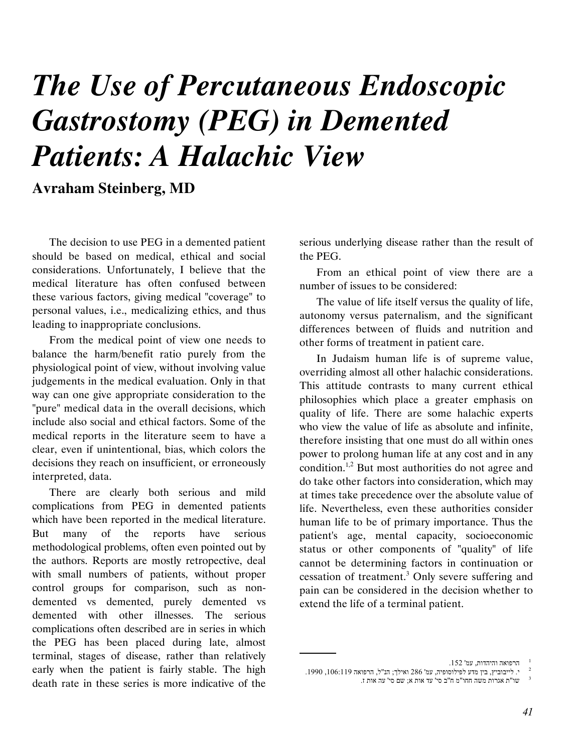# *The Use of Percutaneous Endoscopic Gastrostomy (PEG) in Demented Patients: A Halachic View*

**Avraham Steinberg, MD**

The decision to use PEG in a demented patient should be based on medical, ethical and social considerations. Unfortunately, I believe that the medical literature has often confused between these various factors, giving medical "coverage" to personal values, i.e., medicalizing ethics, and thus leading to inappropriate conclusions.

From the medical point of view one needs to balance the harm/benefit ratio purely from the physiological point of view, without involving value judgements in the medical evaluation. Only in that way can one give appropriate consideration to the "pure" medical data in the overall decisions, which include also social and ethical factors. Some of the medical reports in the literature seem to have a clear, even if unintentional, bias, which colors the decisions they reach on insufficient, or erroneously interpreted, data.

There are clearly both serious and mild complications from PEG in demented patients which have been reported in the medical literature. But many of the reports have serious methodological problems, often even pointed out by the authors. Reports are mostly retropective, deal with small numbers of patients, without proper control groups for comparison, such as non-demented vs demented, purely demented vs demented with other illnesses. The serious complications often described are in series in which the PEG has been placed during late, almost terminal, stages of disease, rather than relatively early when the patient is fairly stable. The high death rate in these series is more indicative of the serious underlying disease rather than the result of the PEG.

From an ethical point of view there are a number of issues to be considered:

The value of life itself versus the quality of life, autonomy versus paternalism, and the significant differences between of fluids and nutrition and other forms of treatment in patient care.

In Judaism human life is of supreme value, overriding almost all other halachic considerations. This attitude contrasts to many current ethical philosophies which place a greater emphasis on quality of life. There are some halachic experts who view the value of life as absolute and infinite, therefore insisting that one must do all within ones power to prolong human life at any cost and in any condition.[1,2] But most authorities do not agree and do take other factors into consideration, which may at times take precedence over the absolute value of life. Nevertheless, even these authorities consider human life to be of primary importance. Thus the patient's age, mental capacity, socioeconomic status or other components of "quality" of life cannot be determining factors in continuation or cessation of treatment.[3] Only severe suffering and pain can be considered in the decision whether to extend the life of a terminal patient.

---

1. הרפואה והיהדות, עמ' 152.
2. י. לייבוביץ, בין מדע לפילוסופיה, עמ' 286 ואילך; הנ"ל, הרפואה 106:119, 1990.
3. שו"ת אגרות משה חחו"מ ח"ב סי' עד אות א; שם סי' עה אות ז.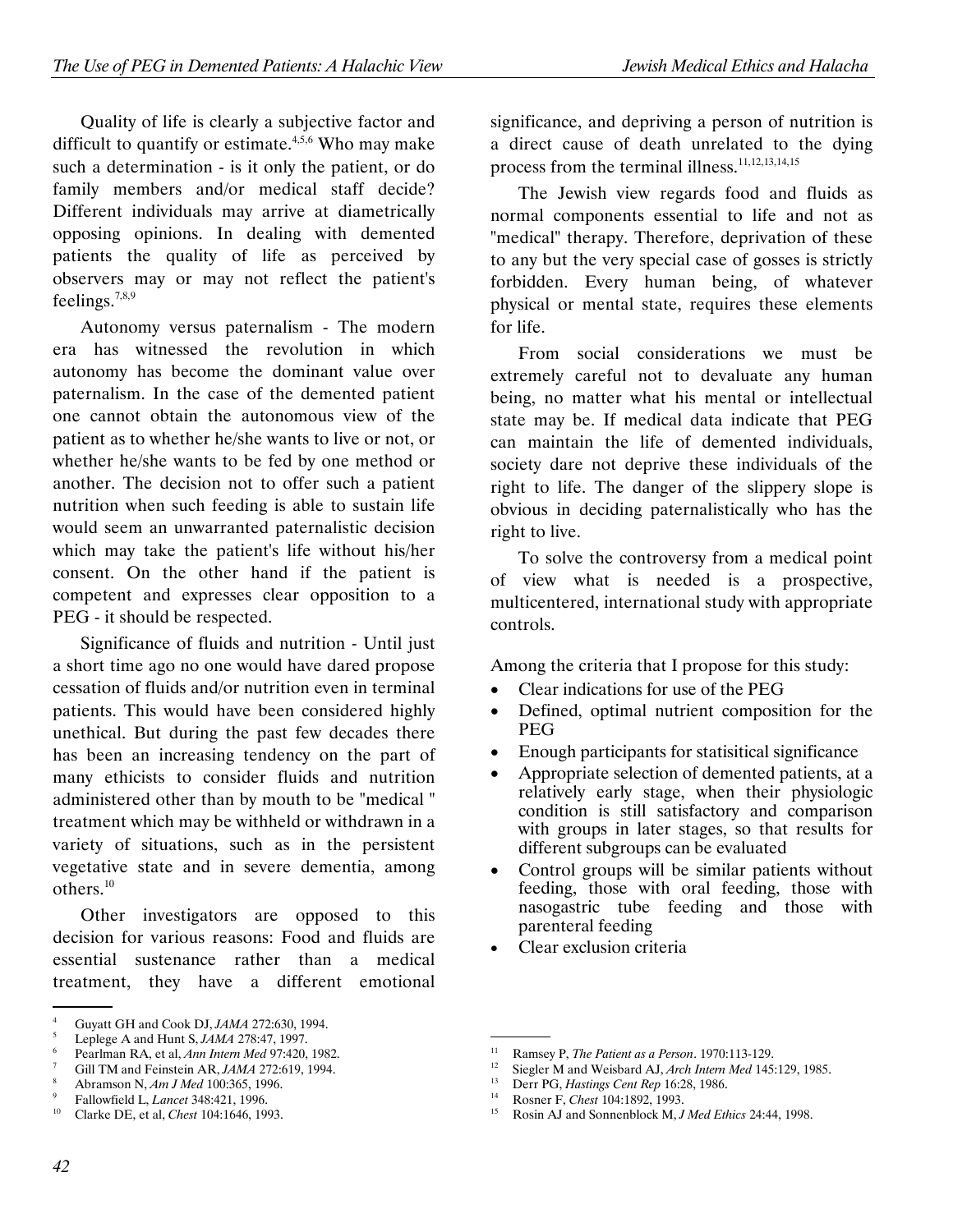Quality of life is clearly a subjective factor and difficult to quantify or estimate.[4,5,6] Who may make such a determination - is it only the patient, or do family members and/or medical staff decide? Different individuals may arrive at diametrically opposing opinions. In dealing with demented patients the quality of life as perceived by observers may or may not reflect the patient's feelings.[7,8,9]

Autonomy versus paternalism - The modern era has witnessed the revolution in which autonomy has become the dominant value over paternalism. In the case of the demented patient one cannot obtain the autonomous view of the patient as to whether he/she wants to live or not, or whether he/she wants to be fed by one method or another. The decision not to offer such a patient nutrition when such feeding is able to sustain life would seem an unwarranted paternalistic decision which may take the patient's life without his/her consent. On the other hand if the patient is competent and expresses clear opposition to a PEG - it should be respected.

Significance of fluids and nutrition - Until just a short time ago no one would have dared propose cessation of fluids and/or nutrition even in terminal patients. This would have been considered highly unethical. But during the past few decades there has been an increasing tendency on the part of many ethicists to consider fluids and nutrition administered other than by mouth to be "medical " treatment which may be withheld or withdrawn in a variety of situations, such as in the persistent vegetative state and in severe dementia, among others.[10]

Other investigators are opposed to this decision for various reasons: Food and fluids are essential sustenance rather than a medical treatment, they have a different emotional significance, and depriving a person of nutrition is a direct cause of death unrelated to the dying process from the terminal illness.[11,12,13,14,15]

The Jewish view regards food and fluids as normal components essential to life and not as "medical" therapy. Therefore, deprivation of these to any but the very special case of gosses is strictly forbidden. Every human being, of whatever physical or mental state, requires these elements for life.

From social considerations we must be extremely careful not to devaluate any human being, no matter what his mental or intellectual state may be. If medical data indicate that PEG can maintain the life of demented individuals, society dare not deprive these individuals of the right to life. The danger of the slippery slope is obvious in deciding paternalistically who has the right to live.

To solve the controversy from a medical point of view what is needed is a prospective, multicentered, international study with appropriate controls.

Among the criteria that I propose for this study:

- Clear indications for use of the PEG
- Defined, optimal nutrient composition for the PEG
- Enough participants for statisitical significance
- Appropriate selection of demented patients, at a relatively early stage, when their physiologic condition is still satisfactory and comparison with groups in later stages, so that results for different subgroups can be evaluated
- Control groups will be similar patients without feeding, those with oral feeding, those with nasogastric tube feeding and those with parenteral feeding
- Clear exclusion criteria

---

4 Guyatt GH and Cook DJ, *JAMA* 272:630, 1994.
5 Leplege A and Hunt S, *JAMA* 278:47, 1997.
6 Pearlman RA, et al, *Ann Intern Med* 97:420, 1982.
7 Gill TM and Feinstein AR, *JAMA* 272:619, 1994.
8 Abramson N, *Am J Med* 100:365, 1996.
9 Fallowfield L, *Lancet* 348:421, 1996.
10 Clarke DE, et al, *Chest* 104:1646, 1993.

11 Ramsey P, *The Patient as a Person*. 1970:113-129.
12 Siegler M and Weisbard AJ, *Arch Intern Med* 145:129, 1985.
13 Derr PG, *Hastings Cent Rep* 16:28, 1986.
14 Rosner F, *Chest* 104:1892, 1993.
15 Rosin AJ and Sonnenblock M, *J Med Ethics* 24:44, 1998.